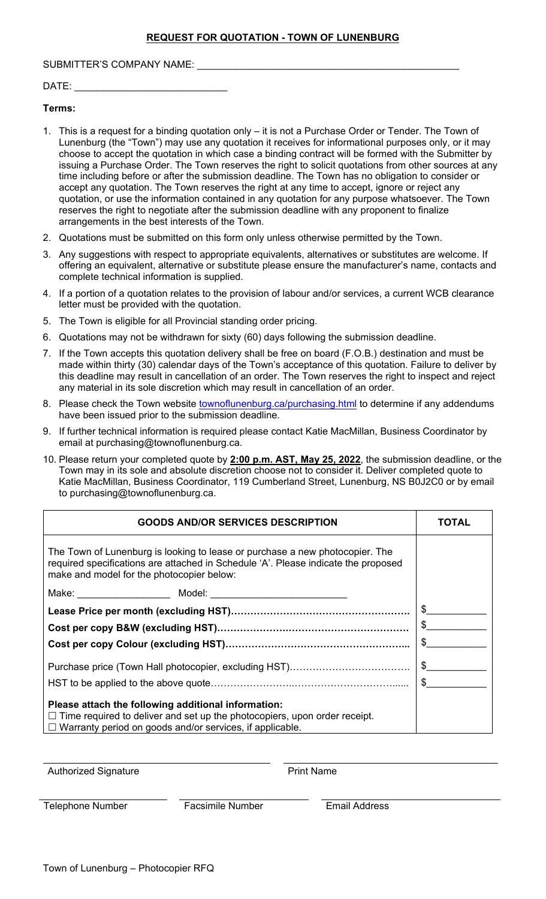## REQUEST FOR QUOTATION - TOWN OF LUNENBURG

SUBMITTER'S COMPANY NAME: ________________________________________________

DATE: ___________________________

**Terms:**

1. This is a request for a binding quotation only – it is not a Purchase Order or Tender. The Town of Lunenburg (the "Town") may use any quotation it receives for informational purposes only, or it may choose to accept the quotation in which case a binding contract will be formed with the Submitter by issuing a Purchase Order. The Town reserves the right to solicit quotations from other sources at any time including before or after the submission deadline. The Town has no obligation to consider or accept any quotation. The Town reserves the right at any time to accept, ignore or reject any quotation, or use the information contained in any quotation for any purpose whatsoever. The Town reserves the right to negotiate after the submission deadline with any proponent to finalize arrangements in the best interests of the Town.
2. Quotations must be submitted on this form only unless otherwise permitted by the Town.
3. Any suggestions with respect to appropriate equivalents, alternatives or substitutes are welcome. If offering an equivalent, alternative or substitute please ensure the manufacturer's name, contacts and complete technical information is supplied.
4. If a portion of a quotation relates to the provision of labour and/or services, a current WCB clearance letter must be provided with the quotation.
5. The Town is eligible for all Provincial standing order pricing.
6. Quotations may not be withdrawn for sixty (60) days following the submission deadline.
7. If the Town accepts this quotation delivery shall be free on board (F.O.B.) destination and must be made within thirty (30) calendar days of the Town's acceptance of this quotation. Failure to deliver by this deadline may result in cancellation of an order. The Town reserves the right to inspect and reject any material in its sole discretion which may result in cancellation of an order.
8. Please check the Town website townoflunenburg.ca/purchasing.html to determine if any addendums have been issued prior to the submission deadline.
9. If further technical information is required please contact Katie MacMillan, Business Coordinator by email at purchasing@townoflunenburg.ca.
10. Please return your completed quote by **2:00 p.m. AST, May 25, 2022**, the submission deadline, or the Town may in its sole and absolute discretion choose not to consider it. Deliver completed quote to Katie MacMillan, Business Coordinator, 119 Cumberland Street, Lunenburg, NS B0J2C0 or by email to purchasing@townoflunenburg.ca.

| GOODS AND/OR SERVICES DESCRIPTION | TOTAL |
|---|---|
| The Town of Lunenburg is looking to lease or purchase a new photocopier. The required specifications are attached in Schedule 'A'. Please indicate the proposed make and model for the photocopier below: | |
| Make: _________________ Model: ________________________ | |
| **Lease Price per month (excluding HST)……………………………………………** | $__________ |
| **Cost per copy B&W (excluding HST)…………………………………………………** | $__________ |
| **Cost per copy Colour (excluding HST)………………………………………………..** | $__________ |
| Purchase price (Town Hall photocopier, excluding HST)……………………………… | $__________ |
| HST to be applied to the above quote………………………..……………………….…... | $__________ |
| **Please attach the following additional information:**<br>☐ Time required to deliver and set up the photocopiers, upon order receipt.<br>☐ Warranty period on goods and/or services, if applicable. | |

______________________________ ______________________________
Authorized Signature Print Name

______________________ ______________________ ______________________
Telephone Number Facsimile Number Email Address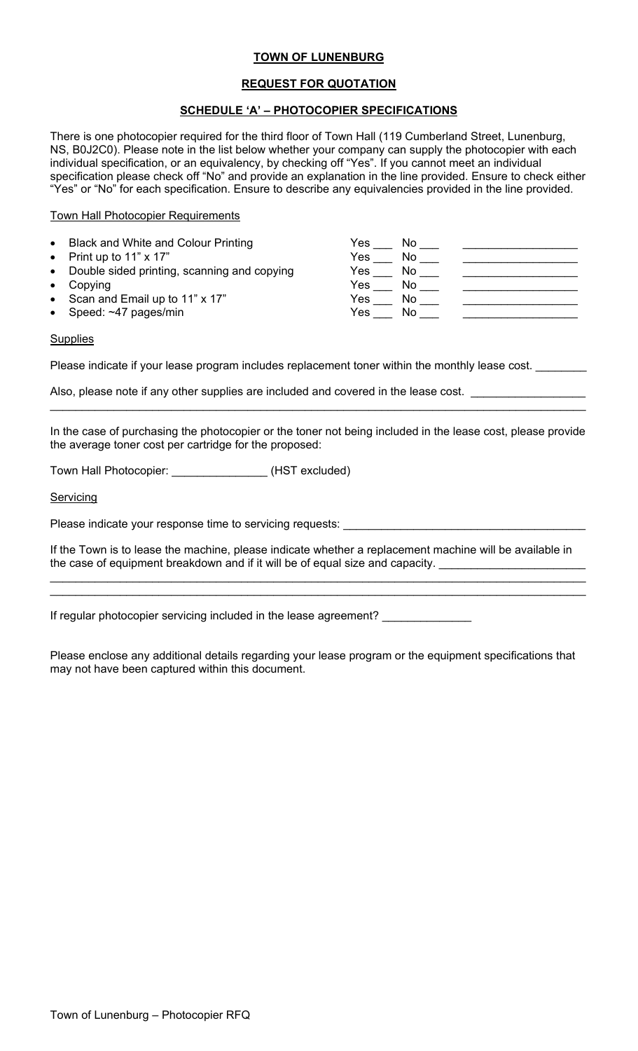**TOWN OF LUNENBURG**

**REQUEST FOR QUOTATION**

**SCHEDULE 'A' – PHOTOCOPIER SPECIFICATIONS**

There is one photocopier required for the third floor of Town Hall (119 Cumberland Street, Lunenburg, NS, B0J2C0). Please note in the list below whether your company can supply the photocopier with each individual specification, or an equivalency, by checking off "Yes". If you cannot meet an individual specification please check off "No" and provide an explanation in the line provided. Ensure to check either "Yes" or "No" for each specification. Ensure to describe any equivalencies provided in the line provided.

Town Hall Photocopier Requirements

| | | | |
|---|---|---|---|
| • Black and White and Colour Printing | Yes ___ | No ___ | __________________ |
| • Print up to 11" x 17" | Yes ___ | No ___ | __________________ |
| • Double sided printing, scanning and copying | Yes ___ | No ___ | __________________ |
| • Copying | Yes ___ | No ___ | __________________ |
| • Scan and Email up to 11" x 17" | Yes ___ | No ___ | __________________ |
| • Speed: ~47 pages/min | Yes ___ | No ___ | __________________ |

Supplies

Please indicate if your lease program includes replacement toner within the monthly lease cost. ________

Also, please note if any other supplies are included and covered in the lease cost. __________________
________________________________________________________________________________________

In the case of purchasing the photocopier or the toner not being included in the lease cost, please provide the average toner cost per cartridge for the proposed:

Town Hall Photocopier: _______________ (HST excluded)

Servicing

Please indicate your response time to servicing requests: ______________________________________

If the Town is to lease the machine, please indicate whether a replacement machine will be available in the case of equipment breakdown and if it will be of equal size and capacity. ______________________
________________________________________________________________________________________
________________________________________________________________________________________

If regular photocopier servicing included in the lease agreement? ______________

Please enclose any additional details regarding your lease program or the equipment specifications that may not have been captured within this document.